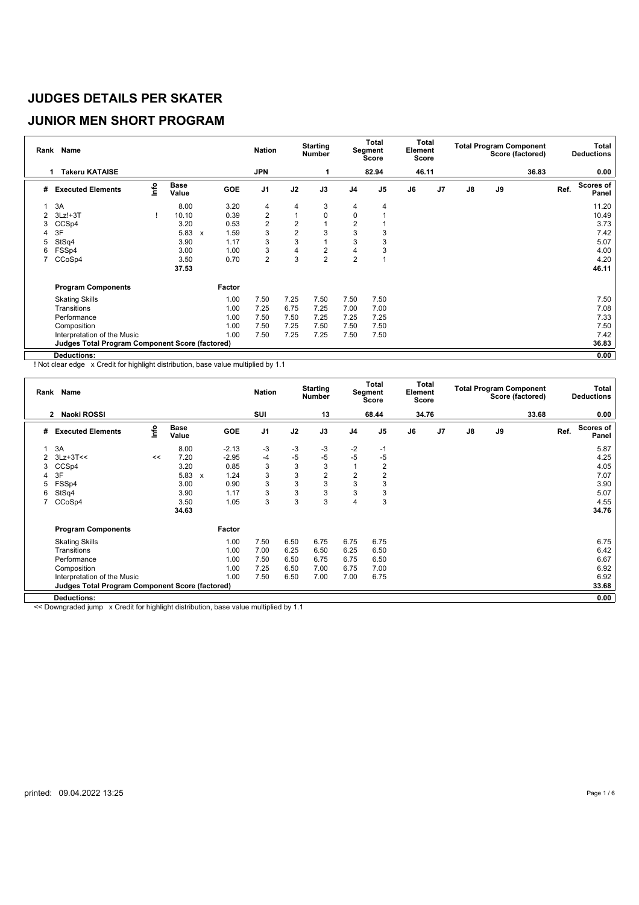# JUDGES DETAILS PER SKATER

## JUNIOR MEN SHORT PROGRAM

| Rank | Name | Nation | Starting Number | Total Segment Score | Total Element Score | Total Program Component Score (factored) | Total Deductions |
|---|---|---|---|---|---|---|---|
| 1 | Takeru KATAISE | JPN | 1 | 82.94 | 46.11 | 36.83 | 0.00 |

| # | Executed Elements | Info | Base Value | | GOE | J1 | J2 | J3 | J4 | J5 | J6 | J7 | J8 | J9 | Ref. | Scores of Panel |
|---|---|---|---|---|---|---|---|---|---|---|---|---|---|---|---|---|
| 1 | 3A | | 8.00 | | 3.20 | 4 | 4 | 3 | 4 | 4 | | | | | | 11.20 |
| 2 | 3Lz!+3T | ! | 10.10 | | 0.39 | 2 | 1 | 0 | 0 | 1 | | | | | | 10.49 |
| 3 | CCSp4 | | 3.20 | | 0.53 | 2 | 2 | 1 | 2 | 1 | | | | | | 3.73 |
| 4 | 3F | | 5.83 | x | 1.59 | 3 | 2 | 3 | 3 | 3 | | | | | | 7.42 |
| 5 | StSq4 | | 3.90 | | 1.17 | 3 | 3 | 1 | 3 | 3 | | | | | | 5.07 |
| 6 | FSSp4 | | 3.00 | | 1.00 | 3 | 4 | 2 | 4 | 3 | | | | | | 4.00 |
| 7 | CCoSp4 | | 3.50 | | 0.70 | 2 | 3 | 2 | 2 | 1 | | | | | | 4.20 |
| | | | 37.53 | | | | | | | | | | | | | 46.11 |

| Program Components | Factor | J1 | J2 | J3 | J4 | J5 | J6 | J7 | J8 | J9 | Scores of Panel |
|---|---|---|---|---|---|---|---|---|---|---|---|
| Skating Skills | 1.00 | 7.50 | 7.25 | 7.50 | 7.50 | 7.50 | | | | | 7.50 |
| Transitions | 1.00 | 7.25 | 6.75 | 7.25 | 7.00 | 7.00 | | | | | 7.08 |
| Performance | 1.00 | 7.50 | 7.50 | 7.25 | 7.25 | 7.25 | | | | | 7.33 |
| Composition | 1.00 | 7.50 | 7.25 | 7.50 | 7.50 | 7.50 | | | | | 7.50 |
| Interpretation of the Music | 1.00 | 7.50 | 7.25 | 7.25 | 7.50 | 7.50 | | | | | 7.42 |
| **Judges Total Program Component Score (factored)** | | | | | | | | | | | 36.83 |
| **Deductions:** | | | | | | | | | | | 0.00 |

! Not clear edge x Credit for highlight distribution, base value multiplied by 1.1

| Rank | Name | Nation | Starting Number | Total Segment Score | Total Element Score | Total Program Component Score (factored) | Total Deductions |
|---|---|---|---|---|---|---|---|
| 2 | Naoki ROSSI | SUI | 13 | 68.44 | 34.76 | 33.68 | 0.00 |

| # | Executed Elements | Info | Base Value | | GOE | J1 | J2 | J3 | J4 | J5 | J6 | J7 | J8 | J9 | Ref. | Scores of Panel |
|---|---|---|---|---|---|---|---|---|---|---|---|---|---|---|---|---|
| 1 | 3A | | 8.00 | | -2.13 | -3 | -3 | -3 | -2 | -1 | | | | | | 5.87 |
| 2 | 3Lz+3T<< | << | 7.20 | | -2.95 | -4 | -5 | -5 | -5 | -5 | | | | | | 4.25 |
| 3 | CCSp4 | | 3.20 | | 0.85 | 3 | 3 | 3 | 1 | 2 | | | | | | 4.05 |
| 4 | 3F | | 5.83 | x | 1.24 | 3 | 3 | 2 | 2 | 2 | | | | | | 7.07 |
| 5 | FSSp4 | | 3.00 | | 0.90 | 3 | 3 | 3 | 3 | 3 | | | | | | 3.90 |
| 6 | StSq4 | | 3.90 | | 1.17 | 3 | 3 | 3 | 3 | 3 | | | | | | 5.07 |
| 7 | CCoSp4 | | 3.50 | | 1.05 | 3 | 3 | 3 | 4 | 3 | | | | | | 4.55 |
| | | | 34.63 | | | | | | | | | | | | | 34.76 |

| Program Components | Factor | J1 | J2 | J3 | J4 | J5 | J6 | J7 | J8 | J9 | Scores of Panel |
|---|---|---|---|---|---|---|---|---|---|---|---|
| Skating Skills | 1.00 | 7.50 | 6.50 | 6.75 | 6.75 | 6.75 | | | | | 6.75 |
| Transitions | 1.00 | 7.00 | 6.25 | 6.50 | 6.25 | 6.50 | | | | | 6.42 |
| Performance | 1.00 | 7.50 | 6.50 | 6.75 | 6.75 | 6.50 | | | | | 6.67 |
| Composition | 1.00 | 7.25 | 6.50 | 7.00 | 6.75 | 7.00 | | | | | 6.92 |
| Interpretation of the Music | 1.00 | 7.50 | 6.50 | 7.00 | 7.00 | 6.75 | | | | | 6.92 |
| **Judges Total Program Component Score (factored)** | | | | | | | | | | | 33.68 |
| **Deductions:** | | | | | | | | | | | 0.00 |

<< Downgraded jump x Credit for highlight distribution, base value multiplied by 1.1

printed: 09.04.2022 13:25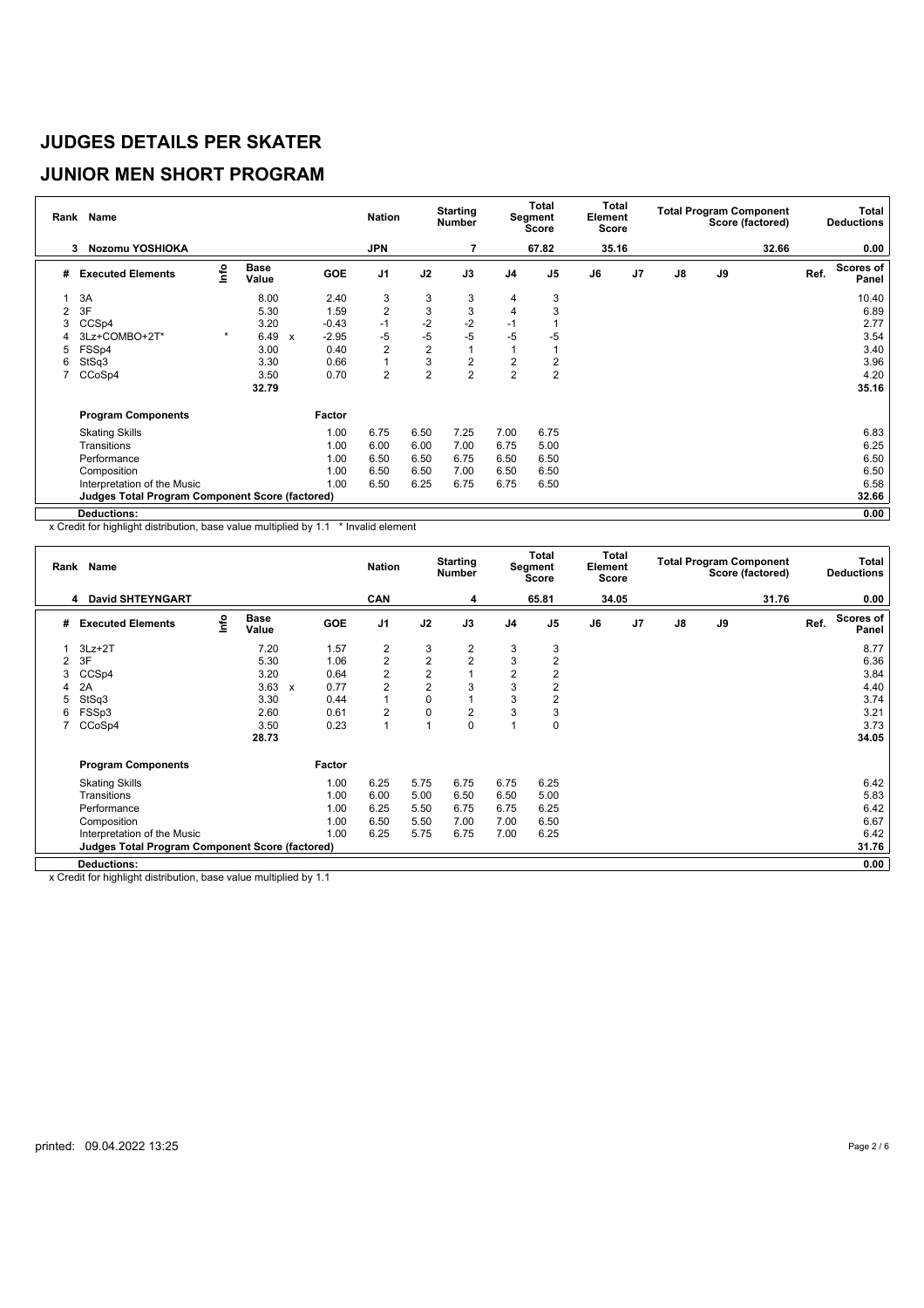# JUDGES DETAILS PER SKATER

## JUNIOR MEN SHORT PROGRAM

| Rank | Name | Nation | Starting Number | Total Segment Score | Total Element Score | Total Program Component Score (factored) | Total Deductions |
|---|---|---|---|---|---|---|---|
| 3 | Nozomu YOSHIOKA | JPN | 7 | 67.82 | 35.16 | 32.66 | 0.00 |

| # | Executed Elements | Info | Base Value | | GOE | J1 | J2 | J3 | J4 | J5 | J6 | J7 | J8 | J9 | Ref. | Scores of Panel |
|---|---|---|---|---|---|---|---|---|---|---|---|---|---|---|---|---|
| 1 | 3A | | 8.00 | | 2.40 | 3 | 3 | 3 | 4 | 3 | | | | | | 10.40 |
| 2 | 3F | | 5.30 | | 1.59 | 2 | 3 | 3 | 4 | 3 | | | | | | 6.89 |
| 3 | CCSp4 | | 3.20 | | -0.43 | -1 | -2 | -2 | -1 | 1 | | | | | | 2.77 |
| 4 | 3Lz+COMBO+2T* | * | 6.49 | x | -2.95 | -5 | -5 | -5 | -5 | -5 | | | | | | 3.54 |
| 5 | FSSp4 | | 3.00 | | 0.40 | 2 | 2 | 1 | 1 | 1 | | | | | | 3.40 |
| 6 | StSq3 | | 3.30 | | 0.66 | 1 | 3 | 2 | 2 | 2 | | | | | | 3.96 |
| 7 | CCoSp4 | | 3.50 | | 0.70 | 2 | 2 | 2 | 2 | 2 | | | | | | 4.20 |
| | | | 32.79 | | | | | | | | | | | | | 35.16 |

| Program Components | Factor | J1 | J2 | J3 | J4 | J5 | J6 | J7 | J8 | J9 | Scores of Panel |
|---|---|---|---|---|---|---|---|---|---|---|---|
| Skating Skills | 1.00 | 6.75 | 6.50 | 7.25 | 7.00 | 6.75 | | | | | 6.83 |
| Transitions | 1.00 | 6.00 | 6.00 | 7.00 | 6.75 | 5.00 | | | | | 6.25 |
| Performance | 1.00 | 6.50 | 6.50 | 6.75 | 6.50 | 6.50 | | | | | 6.50 |
| Composition | 1.00 | 6.50 | 6.50 | 7.00 | 6.50 | 6.50 | | | | | 6.50 |
| Interpretation of the Music | 1.00 | 6.50 | 6.25 | 6.75 | 6.75 | 6.50 | | | | | 6.58 |
| **Judges Total Program Component Score (factored)** | | | | | | | | | | | 32.66 |
| **Deductions:** | | | | | | | | | | | 0.00 |

x Credit for highlight distribution, base value multiplied by 1.1 * Invalid element

| Rank | Name | Nation | Starting Number | Total Segment Score | Total Element Score | Total Program Component Score (factored) | Total Deductions |
|---|---|---|---|---|---|---|---|
| 4 | David SHTEYNGART | CAN | 4 | 65.81 | 34.05 | 31.76 | 0.00 |

| # | Executed Elements | Info | Base Value | | GOE | J1 | J2 | J3 | J4 | J5 | J6 | J7 | J8 | J9 | Ref. | Scores of Panel |
|---|---|---|---|---|---|---|---|---|---|---|---|---|---|---|---|---|
| 1 | 3Lz+2T | | 7.20 | | 1.57 | 2 | 3 | 2 | 3 | 3 | | | | | | 8.77 |
| 2 | 3F | | 5.30 | | 1.06 | 2 | 2 | 2 | 3 | 2 | | | | | | 6.36 |
| 3 | CCSp4 | | 3.20 | | 0.64 | 2 | 2 | 1 | 2 | 2 | | | | | | 3.84 |
| 4 | 2A | | 3.63 | x | 0.77 | 2 | 2 | 3 | 3 | 2 | | | | | | 4.40 |
| 5 | StSq3 | | 3.30 | | 0.44 | 1 | 0 | 1 | 3 | 2 | | | | | | 3.74 |
| 6 | FSSp3 | | 2.60 | | 0.61 | 2 | 0 | 2 | 3 | 3 | | | | | | 3.21 |
| 7 | CCoSp4 | | 3.50 | | 0.23 | 1 | 1 | 0 | 1 | 0 | | | | | | 3.73 |
| | | | 28.73 | | | | | | | | | | | | | 34.05 |

| Program Components | Factor | J1 | J2 | J3 | J4 | J5 | J6 | J7 | J8 | J9 | Scores of Panel |
|---|---|---|---|---|---|---|---|---|---|---|---|
| Skating Skills | 1.00 | 6.25 | 5.75 | 6.75 | 6.75 | 6.25 | | | | | 6.42 |
| Transitions | 1.00 | 6.00 | 5.00 | 6.50 | 6.50 | 5.00 | | | | | 5.83 |
| Performance | 1.00 | 6.25 | 5.50 | 6.75 | 6.75 | 6.25 | | | | | 6.42 |
| Composition | 1.00 | 6.50 | 5.50 | 7.00 | 7.00 | 6.50 | | | | | 6.67 |
| Interpretation of the Music | 1.00 | 6.25 | 5.75 | 6.75 | 7.00 | 6.25 | | | | | 6.42 |
| **Judges Total Program Component Score (factored)** | | | | | | | | | | | 31.76 |
| **Deductions:** | | | | | | | | | | | 0.00 |

x Credit for highlight distribution, base value multiplied by 1.1

printed: 09.04.2022 13:25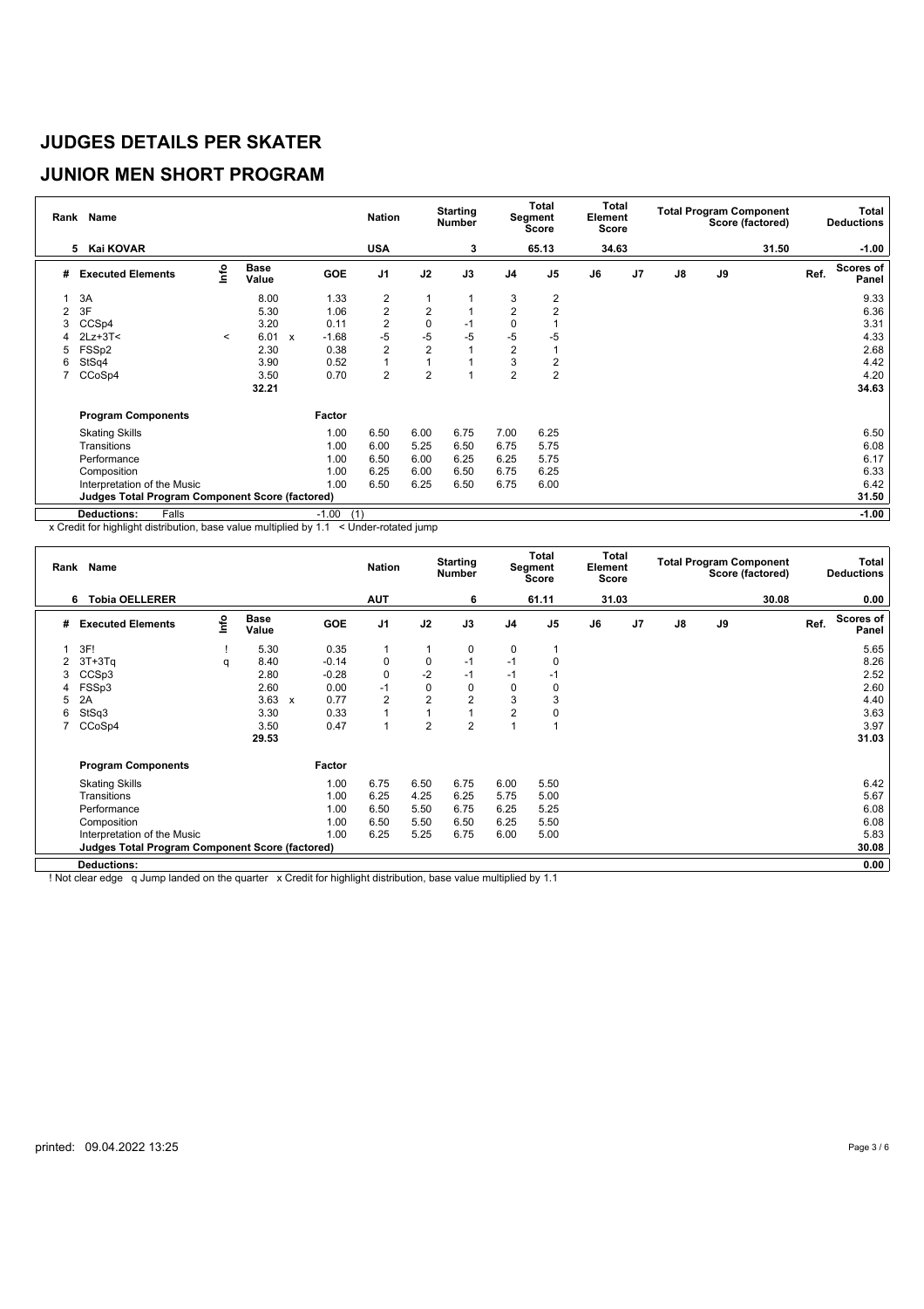# JUDGES DETAILS PER SKATER

## JUNIOR MEN SHORT PROGRAM

| Rank | Name | Nation | Starting Number | Total Segment Score | Total Element Score | Total Program Component Score (factored) | Total Deductions |
|---|---|---|---|---|---|---|---|
| 5 | Kai KOVAR | USA | 3 | 65.13 | 34.63 | 31.50 | -1.00 |

| # | Executed Elements | Info | Base Value | | GOE | J1 | J2 | J3 | J4 | J5 | J6 | J7 | J8 | J9 | Ref. | Scores of Panel |
|---|---|---|---|---|---|---|---|---|---|---|---|---|---|---|---|---|
| 1 | 3A | | 8.00 | | 1.33 | 2 | 1 | 1 | 3 | 2 | | | | | | 9.33 |
| 2 | 3F | | 5.30 | | 1.06 | 2 | 2 | 1 | 2 | 2 | | | | | | 6.36 |
| 3 | CCSp4 | | 3.20 | | 0.11 | 2 | 0 | -1 | 0 | 1 | | | | | | 3.31 |
| 4 | 2Lz+3T< | < | 6.01 | x | -1.68 | -5 | -5 | -5 | -5 | -5 | | | | | | 4.33 |
| 5 | FSSp2 | | 2.30 | | 0.38 | 2 | 2 | 1 | 2 | 1 | | | | | | 2.68 |
| 6 | StSq4 | | 3.90 | | 0.52 | 1 | 1 | 1 | 3 | 2 | | | | | | 4.42 |
| 7 | CCoSp4 | | 3.50 | | 0.70 | 2 | 2 | 1 | 2 | 2 | | | | | | 4.20 |
| | | | 32.21 | | | | | | | | | | | | | 34.63 |

| Program Components | Factor | J1 | J2 | J3 | J4 | J5 | J6 | J7 | J8 | J9 | Scores of Panel |
|---|---|---|---|---|---|---|---|---|---|---|---|
| Skating Skills | 1.00 | 6.50 | 6.00 | 6.75 | 7.00 | 6.25 | | | | | 6.50 |
| Transitions | 1.00 | 6.00 | 5.25 | 6.50 | 6.75 | 5.75 | | | | | 6.08 |
| Performance | 1.00 | 6.50 | 6.00 | 6.25 | 6.25 | 5.75 | | | | | 6.17 |
| Composition | 1.00 | 6.25 | 6.00 | 6.50 | 6.75 | 6.25 | | | | | 6.33 |
| Interpretation of the Music | 1.00 | 6.50 | 6.25 | 6.50 | 6.75 | 6.00 | | | | | 6.42 |
| Judges Total Program Component Score (factored) | | | | | | | | | | | 31.50 |

| Deductions: | Falls | -1.00 | (1) | -1.00 |
|---|---|---|---|---|

x Credit for highlight distribution, base value multiplied by 1.1 < Under-rotated jump

| Rank | Name | Nation | Starting Number | Total Segment Score | Total Element Score | Total Program Component Score (factored) | Total Deductions |
|---|---|---|---|---|---|---|---|
| 6 | Tobia OELLERER | AUT | 6 | 61.11 | 31.03 | 30.08 | 0.00 |

| # | Executed Elements | Info | Base Value | | GOE | J1 | J2 | J3 | J4 | J5 | J6 | J7 | J8 | J9 | Ref. | Scores of Panel |
|---|---|---|---|---|---|---|---|---|---|---|---|---|---|---|---|---|
| 1 | 3F! | ! | 5.30 | | 0.35 | 1 | 1 | 0 | 0 | 1 | | | | | | 5.65 |
| 2 | 3T+3Tq | q | 8.40 | | -0.14 | 0 | 0 | -1 | -1 | 0 | | | | | | 8.26 |
| 3 | CCSp3 | | 2.80 | | -0.28 | 0 | -2 | -1 | -1 | -1 | | | | | | 2.52 |
| 4 | FSSp3 | | 2.60 | | 0.00 | -1 | 0 | 0 | 0 | 0 | | | | | | 2.60 |
| 5 | 2A | | 3.63 | x | 0.77 | 2 | 2 | 2 | 3 | 3 | | | | | | 4.40 |
| 6 | StSq3 | | 3.30 | | 0.33 | 1 | 1 | 1 | 2 | 0 | | | | | | 3.63 |
| 7 | CCoSp4 | | 3.50 | | 0.47 | 1 | 2 | 2 | 1 | 1 | | | | | | 3.97 |
| | | | 29.53 | | | | | | | | | | | | | 31.03 |

| Program Components | Factor | J1 | J2 | J3 | J4 | J5 | J6 | J7 | J8 | J9 | Scores of Panel |
|---|---|---|---|---|---|---|---|---|---|---|---|
| Skating Skills | 1.00 | 6.75 | 6.50 | 6.75 | 6.00 | 5.50 | | | | | 6.42 |
| Transitions | 1.00 | 6.25 | 4.25 | 6.25 | 5.75 | 5.00 | | | | | 5.67 |
| Performance | 1.00 | 6.50 | 5.50 | 6.75 | 6.25 | 5.25 | | | | | 6.08 |
| Composition | 1.00 | 6.50 | 5.50 | 6.50 | 6.25 | 5.50 | | | | | 6.08 |
| Interpretation of the Music | 1.00 | 6.25 | 5.25 | 6.75 | 6.00 | 5.00 | | | | | 5.83 |
| Judges Total Program Component Score (factored) | | | | | | | | | | | 30.08 |

| Deductions: | | 0.00 |
|---|---|---|

! Not clear edge q Jump landed on the quarter x Credit for highlight distribution, base value multiplied by 1.1

printed: 09.04.2022 13:25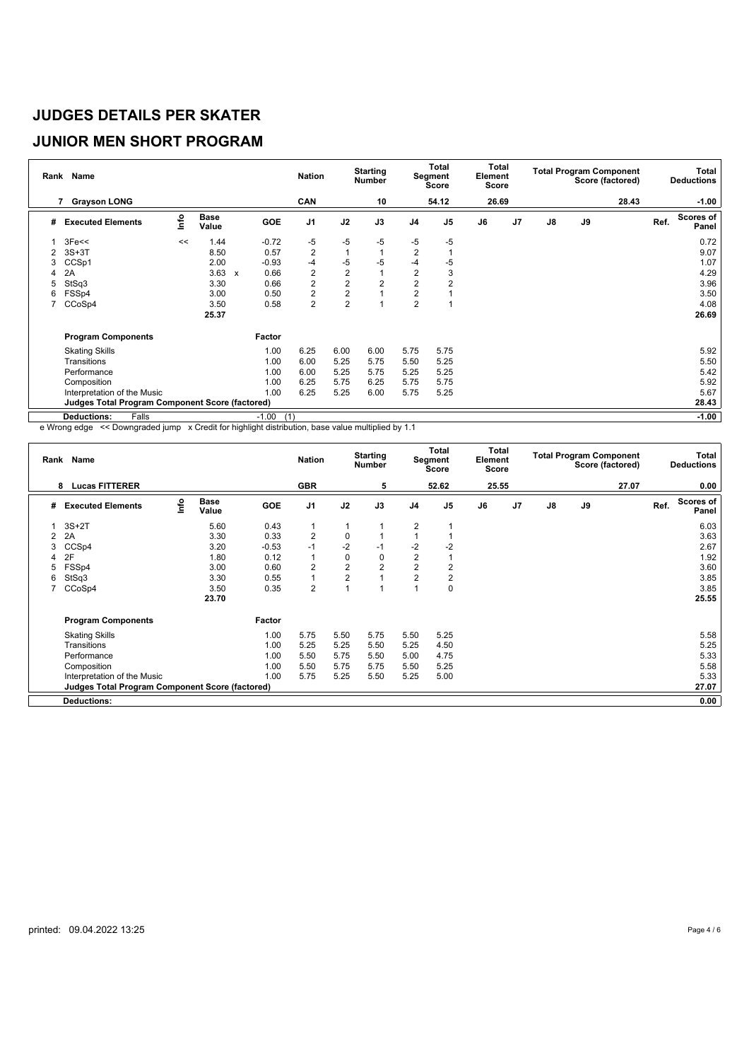# JUDGES DETAILS PER SKATER

## JUNIOR MEN SHORT PROGRAM

| Rank | Name | Nation | Starting Number | Total Segment Score | Total Element Score | Total Program Component Score (factored) | Total Deductions |
|---|---|---|---|---|---|---|---|
| 7 | Grayson LONG | CAN | 10 | 54.12 | 26.69 | 28.43 | -1.00 |

| # | Executed Elements | Info | Base Value | | GOE | J1 | J2 | J3 | J4 | J5 | J6 | J7 | J8 | J9 | Ref. | Scores of Panel |
|---|---|---|---|---|---|---|---|---|---|---|---|---|---|---|---|---|
| 1 | 3Fe<< | << | 1.44 | | -0.72 | -5 | -5 | -5 | -5 | -5 | | | | | | 0.72 |
| 2 | 3S+3T | | 8.50 | | 0.57 | 2 | 1 | 1 | 2 | 1 | | | | | | 9.07 |
| 3 | CCSp1 | | 2.00 | | -0.93 | -4 | -5 | -5 | -4 | -5 | | | | | | 1.07 |
| 4 | 2A | | 3.63 | x | 0.66 | 2 | 2 | 1 | 2 | 3 | | | | | | 4.29 |
| 5 | StSq3 | | 3.30 | | 0.66 | 2 | 2 | 2 | 2 | 2 | | | | | | 3.96 |
| 6 | FSSp4 | | 3.00 | | 0.50 | 2 | 2 | 1 | 2 | 1 | | | | | | 3.50 |
| 7 | CCoSp4 | | 3.50 | | 0.58 | 2 | 2 | 1 | 2 | 1 | | | | | | 4.08 |
| | | | 25.37 | | | | | | | | | | | | | 26.69 |

| Program Components | Factor | J1 | J2 | J3 | J4 | J5 | J6 | J7 | J8 | J9 | Scores of Panel |
|---|---|---|---|---|---|---|---|---|---|---|---|
| Skating Skills | 1.00 | 6.25 | 6.00 | 6.00 | 5.75 | 5.75 | | | | | 5.92 |
| Transitions | 1.00 | 6.00 | 5.25 | 5.75 | 5.50 | 5.25 | | | | | 5.50 |
| Performance | 1.00 | 6.00 | 5.25 | 5.75 | 5.25 | 5.25 | | | | | 5.42 |
| Composition | 1.00 | 6.25 | 5.75 | 6.25 | 5.75 | 5.75 | | | | | 5.92 |
| Interpretation of the Music | 1.00 | 6.25 | 5.25 | 6.00 | 5.75 | 5.25 | | | | | 5.67 |
| **Judges Total Program Component Score (factored)** | | | | | | | | | | | **28.43** |

| Deductions: | Falls | -1.00 | (1) | -1.00 |
|---|---|---|---|---|

e Wrong edge << Downgraded jump x Credit for highlight distribution, base value multiplied by 1.1

| Rank | Name | Nation | Starting Number | Total Segment Score | Total Element Score | Total Program Component Score (factored) | Total Deductions |
|---|---|---|---|---|---|---|---|
| 8 | Lucas FITTERER | GBR | 5 | 52.62 | 25.55 | 27.07 | 0.00 |

| # | Executed Elements | Info | Base Value | GOE | J1 | J2 | J3 | J4 | J5 | J6 | J7 | J8 | J9 | Ref. | Scores of Panel |
|---|---|---|---|---|---|---|---|---|---|---|---|---|---|---|---|
| 1 | 3S+2T | | 5.60 | 0.43 | 1 | 1 | 1 | 2 | 1 | | | | | | 6.03 |
| 2 | 2A | | 3.30 | 0.33 | 2 | 0 | 1 | 1 | 1 | | | | | | 3.63 |
| 3 | CCSp4 | | 3.20 | -0.53 | -1 | -2 | -1 | -2 | -2 | | | | | | 2.67 |
| 4 | 2F | | 1.80 | 0.12 | 1 | 0 | 0 | 2 | 1 | | | | | | 1.92 |
| 5 | FSSp4 | | 3.00 | 0.60 | 2 | 2 | 2 | 2 | 2 | | | | | | 3.60 |
| 6 | StSq3 | | 3.30 | 0.55 | 1 | 2 | 1 | 2 | 2 | | | | | | 3.85 |
| 7 | CCoSp4 | | 3.50 | 0.35 | 2 | 1 | 1 | 1 | 0 | | | | | | 3.85 |
| | | | 23.70 | | | | | | | | | | | | 25.55 |

| Program Components | Factor | J1 | J2 | J3 | J4 | J5 | J6 | J7 | J8 | J9 | Scores of Panel |
|---|---|---|---|---|---|---|---|---|---|---|---|
| Skating Skills | 1.00 | 5.75 | 5.50 | 5.75 | 5.50 | 5.25 | | | | | 5.58 |
| Transitions | 1.00 | 5.25 | 5.25 | 5.50 | 5.25 | 4.50 | | | | | 5.25 |
| Performance | 1.00 | 5.50 | 5.75 | 5.50 | 5.00 | 4.75 | | | | | 5.33 |
| Composition | 1.00 | 5.50 | 5.75 | 5.75 | 5.50 | 5.25 | | | | | 5.58 |
| Interpretation of the Music | 1.00 | 5.75 | 5.25 | 5.50 | 5.25 | 5.00 | | | | | 5.33 |
| **Judges Total Program Component Score (factored)** | | | | | | | | | | | **27.07** |

| Deductions: | 0.00 |
|---|---|

printed: 09.04.2022 13:25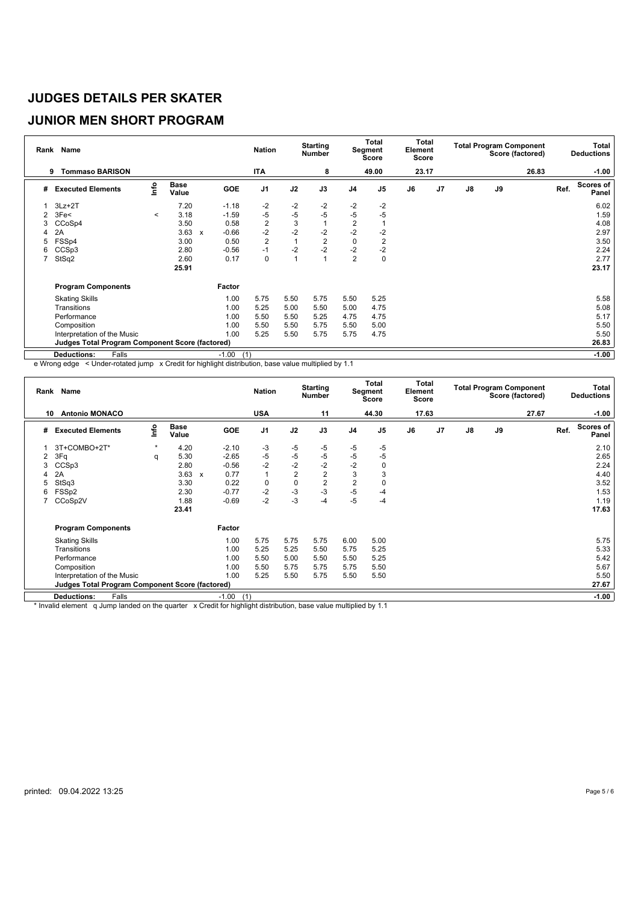# JUDGES DETAILS PER SKATER

## JUNIOR MEN SHORT PROGRAM

| Rank | Name | Nation | Starting Number | Total Segment Score | Total Element Score | Total Program Component Score (factored) | Total Deductions |
|---|---|---|---|---|---|---|---|
| 9 | Tommaso BARISON | ITA | 8 | 49.00 | 23.17 | 26.83 | -1.00 |

| # | Executed Elements | Info | Base Value | | GOE | J1 | J2 | J3 | J4 | J5 | J6 | J7 | J8 | J9 | Ref. | Scores of Panel |
|---|---|---|---|---|---|---|---|---|---|---|---|---|---|---|---|---|
| 1 | 3Lz+2T | | 7.20 | | -1.18 | -2 | -2 | -2 | -2 | -2 | | | | | | 6.02 |
| 2 | 3Fe< | < | 3.18 | | -1.59 | -5 | -5 | -5 | -5 | -5 | | | | | | 1.59 |
| 3 | CCoSp4 | | 3.50 | | 0.58 | 2 | 3 | 1 | 2 | 1 | | | | | | 4.08 |
| 4 | 2A | | 3.63 | x | -0.66 | -2 | -2 | -2 | -2 | -2 | | | | | | 2.97 |
| 5 | FSSp4 | | 3.00 | | 0.50 | 2 | 1 | 2 | 0 | 2 | | | | | | 3.50 |
| 6 | CCSp3 | | 2.80 | | -0.56 | -1 | -2 | -2 | -2 | -2 | | | | | | 2.24 |
| 7 | StSq2 | | 2.60 | | 0.17 | 0 | 1 | 1 | 2 | 0 | | | | | | 2.77 |
| | | | 25.91 | | | | | | | | | | | | | 23.17 |

| Program Components | Factor | J1 | J2 | J3 | J4 | J5 | J6 | J7 | J8 | J9 | Ref. | Scores of Panel |
|---|---|---|---|---|---|---|---|---|---|---|---|---|
| Skating Skills | 1.00 | 5.75 | 5.50 | 5.75 | 5.50 | 5.25 | | | | | | 5.58 |
| Transitions | 1.00 | 5.25 | 5.00 | 5.50 | 5.00 | 4.75 | | | | | | 5.08 |
| Performance | 1.00 | 5.50 | 5.50 | 5.25 | 4.75 | 4.75 | | | | | | 5.17 |
| Composition | 1.00 | 5.50 | 5.50 | 5.75 | 5.50 | 5.00 | | | | | | 5.50 |
| Interpretation of the Music | 1.00 | 5.25 | 5.50 | 5.75 | 5.75 | 4.75 | | | | | | 5.50 |
| Judges Total Program Component Score (factored) | | | | | | | | | | | | 26.83 |
| Deductions: Falls | -1.00 (1) | | | | | | | | | | | -1.00 |

e Wrong edge < Under-rotated jump x Credit for highlight distribution, base value multiplied by 1.1

| Rank | Name | Nation | Starting Number | Total Segment Score | Total Element Score | Total Program Component Score (factored) | Total Deductions |
|---|---|---|---|---|---|---|---|
| 10 | Antonio MONACO | USA | 11 | 44.30 | 17.63 | 27.67 | -1.00 |

| # | Executed Elements | Info | Base Value | | GOE | J1 | J2 | J3 | J4 | J5 | J6 | J7 | J8 | J9 | Ref. | Scores of Panel |
|---|---|---|---|---|---|---|---|---|---|---|---|---|---|---|---|---|
| 1 | 3T+COMBO+2T* | * | 4.20 | | -2.10 | -3 | -5 | -5 | -5 | -5 | | | | | | 2.10 |
| 2 | 3Fq | q | 5.30 | | -2.65 | -5 | -5 | -5 | -5 | -5 | | | | | | 2.65 |
| 3 | CCSp3 | | 2.80 | | -0.56 | -2 | -2 | -2 | -2 | 0 | | | | | | 2.24 |
| 4 | 2A | | 3.63 | x | 0.77 | 1 | 2 | 2 | 3 | 3 | | | | | | 4.40 |
| 5 | StSq3 | | 3.30 | | 0.22 | 0 | 0 | 2 | 2 | 0 | | | | | | 3.52 |
| 6 | FSSp2 | | 2.30 | | -0.77 | -2 | -3 | -3 | -5 | -4 | | | | | | 1.53 |
| 7 | CCoSp2V | | 1.88 | | -0.69 | -2 | -3 | -4 | -5 | -4 | | | | | | 1.19 |
| | | | 23.41 | | | | | | | | | | | | | 17.63 |

| Program Components | Factor | J1 | J2 | J3 | J4 | J5 | J6 | J7 | J8 | J9 | Ref. | Scores of Panel |
|---|---|---|---|---|---|---|---|---|---|---|---|---|
| Skating Skills | 1.00 | 5.75 | 5.75 | 5.75 | 6.00 | 5.00 | | | | | | 5.75 |
| Transitions | 1.00 | 5.25 | 5.25 | 5.50 | 5.75 | 5.25 | | | | | | 5.33 |
| Performance | 1.00 | 5.50 | 5.00 | 5.50 | 5.50 | 5.25 | | | | | | 5.42 |
| Composition | 1.00 | 5.50 | 5.75 | 5.75 | 5.75 | 5.50 | | | | | | 5.67 |
| Interpretation of the Music | 1.00 | 5.25 | 5.50 | 5.75 | 5.50 | 5.50 | | | | | | 5.50 |
| Judges Total Program Component Score (factored) | | | | | | | | | | | | 27.67 |
| Deductions: Falls | -1.00 (1) | | | | | | | | | | | -1.00 |

* Invalid element q Jump landed on the quarter x Credit for highlight distribution, base value multiplied by 1.1

printed: 09.04.2022 13:25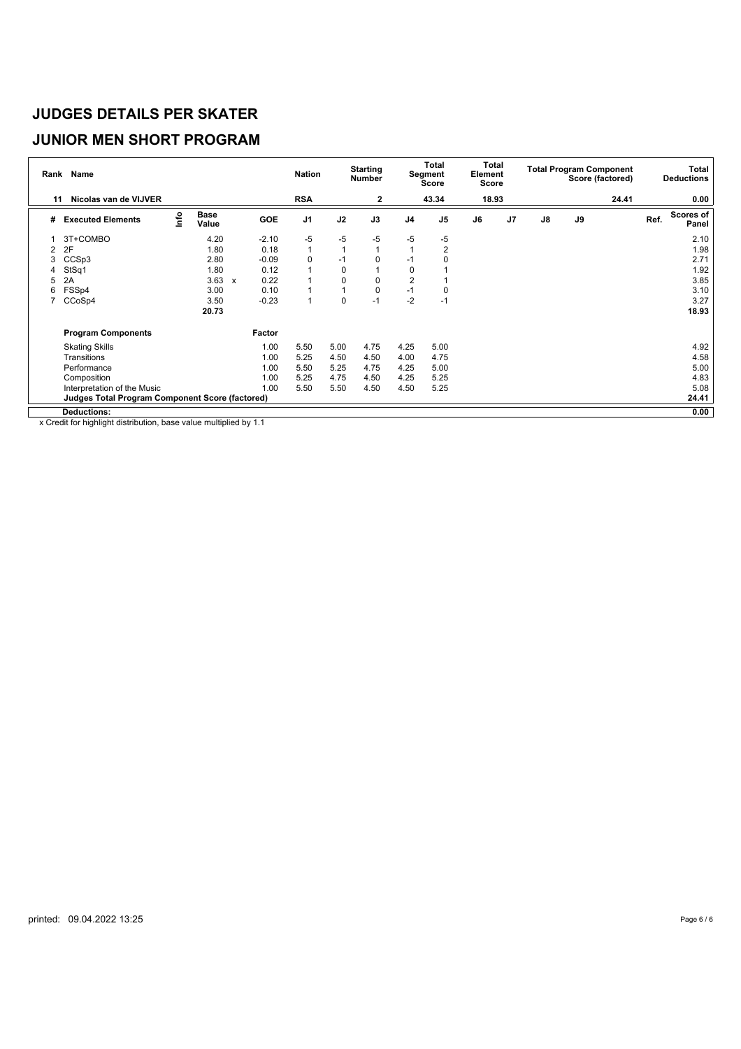# JUDGES DETAILS PER SKATER

## JUNIOR MEN SHORT PROGRAM

| Rank | Name | Nation | Starting Number | Total Segment Score | Total Element Score | Total Program Component Score (factored) | Total Deductions |
|---|---|---|---|---|---|---|---|
| 11 | Nicolas van de VIJVER | RSA | 2 | 43.34 | 18.93 | 24.41 | 0.00 |

| # | Executed Elements | Info | Base Value | | GOE | J1 | J2 | J3 | J4 | J5 | J6 | J7 | J8 | J9 | Ref. | Scores of Panel |
|---|---|---|---|---|---|---|---|---|---|---|---|---|---|---|---|---|
| 1 | 3T+COMBO | | 4.20 | | -2.10 | -5 | -5 | -5 | -5 | -5 | | | | | | 2.10 |
| 2 | 2F | | 1.80 | | 0.18 | 1 | 1 | 1 | 1 | 2 | | | | | | 1.98 |
| 3 | CCSp3 | | 2.80 | | -0.09 | 0 | -1 | 0 | -1 | 0 | | | | | | 2.71 |
| 4 | StSq1 | | 1.80 | | 0.12 | 1 | 0 | 1 | 0 | 1 | | | | | | 1.92 |
| 5 | 2A | | 3.63 | x | 0.22 | 1 | 0 | 0 | 2 | 1 | | | | | | 3.85 |
| 6 | FSSp4 | | 3.00 | | 0.10 | 1 | 1 | 0 | -1 | 0 | | | | | | 3.10 |
| 7 | CCoSp4 | | 3.50 | | -0.23 | 1 | 0 | -1 | -2 | -1 | | | | | | 3.27 |
| | | | 20.73 | | | | | | | | | | | | | 18.93 |

| Program Components | Factor | J1 | J2 | J3 | J4 | J5 | J6 | J7 | J8 | J9 | Scores of Panel |
|---|---|---|---|---|---|---|---|---|---|---|---|
| Skating Skills | 1.00 | 5.50 | 5.00 | 4.75 | 4.25 | 5.00 | | | | | 4.92 |
| Transitions | 1.00 | 5.25 | 4.50 | 4.50 | 4.00 | 4.75 | | | | | 4.58 |
| Performance | 1.00 | 5.50 | 5.25 | 4.75 | 4.25 | 5.00 | | | | | 5.00 |
| Composition | 1.00 | 5.25 | 4.75 | 4.50 | 4.25 | 5.25 | | | | | 4.83 |
| Interpretation of the Music | 1.00 | 5.50 | 5.50 | 4.50 | 4.50 | 5.25 | | | | | 5.08 |
| **Judges Total Program Component Score (factored)** | | | | | | | | | | | 24.41 |
| **Deductions:** | | | | | | | | | | | 0.00 |

x Credit for highlight distribution, base value multiplied by 1.1

printed: 09.04.2022 13:25